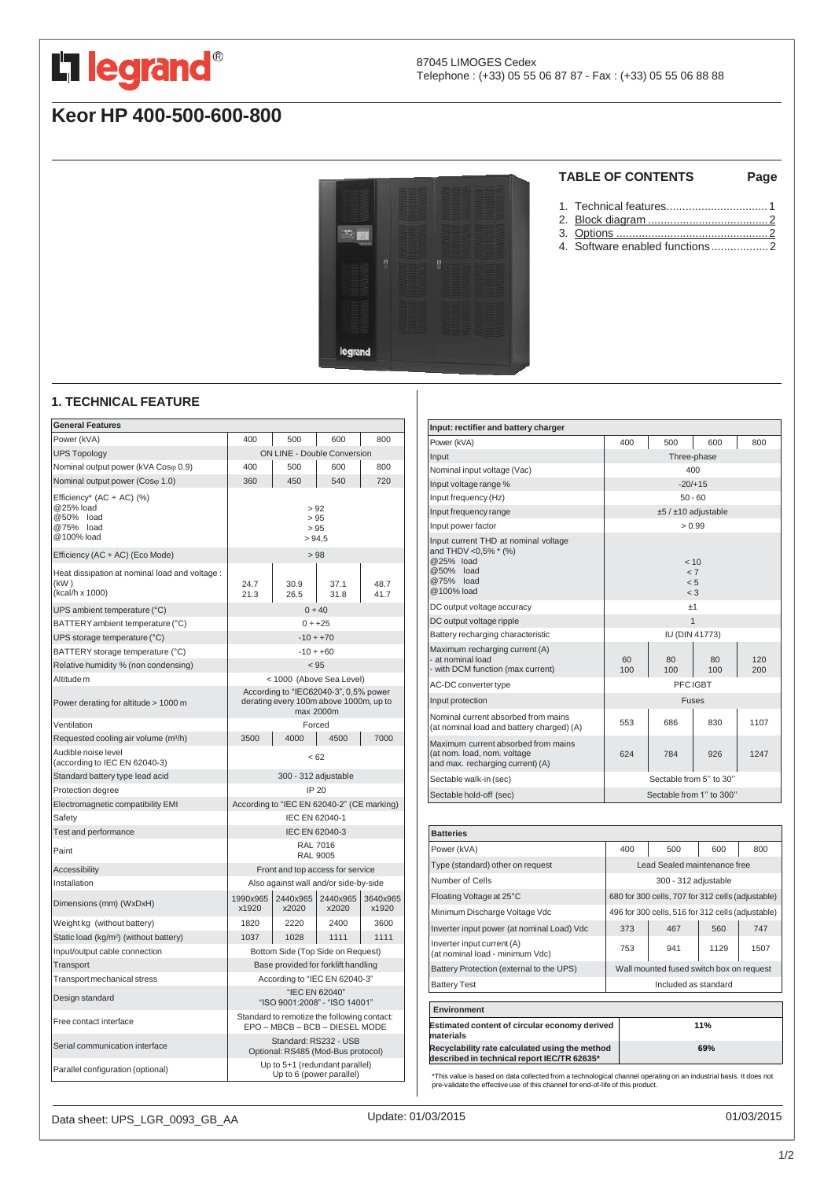87045 LIMOGES Cedex
Telephone : (+33) 05 55 06 87 87 - Fax : (+33) 05 55 06 88 88

# Keor HP 400-500-600-800

## TABLE OF CONTENTS

| | Page |
|---|---|
| 1. Technical features | 1 |
| 2. Block diagram | 2 |
| 3. Options | 2 |
| 4. Software enabled functions | 2 |

## 1. TECHNICAL FEATURE

| General Features | | | | |
|---|---|---|---|---|
| Power (kVA) | 400 | 500 | 600 | 800 |
| UPS Topology | ON LINE - Double Conversion | | | |
| Nominal output power (kVA Cosφ 0.9) | 400 | 500 | 600 | 800 |
| Nominal output power (Cosφ 1.0) | 360 | 450 | 540 | 720 |
| Efficiency* (AC ÷ AC) (%)<br>@25% load<br>@50% load<br>@75% load<br>@100% load | > 92<br>> 95<br>> 95<br>> 94,5 | | | |
| Efficiency (AC ÷ AC) (Eco Mode) | > 98 | | | |
| Heat dissipation at nominal load and voltage :<br>(kW )<br>(kcal/h x 1000) | 24.7<br>21.3 | 30.9<br>26.5 | 37.1<br>31.8 | 48.7<br>41.7 |
| UPS ambient temperature (°C) | 0 ÷ 40 | | | |
| BATTERY ambient temperature (°C) | 0 ÷ +25 | | | |
| UPS storage temperature (°C) | -10 ÷ +70 | | | |
| BATTERY storage temperature (°C) | -10 ÷ +60 | | | |
| Relative humidity % (non condensing) | < 95 | | | |
| Altitude m | < 1000 (Above Sea Level) | | | |
| Power derating for altitude > 1000 m | According to "IEC62040-3", 0,5% power derating every 100m above 1000m, up to max 2000m | | | |
| Ventilation | Forced | | | |
| Requested cooling air volume (m³/h) | 3500 | 4000 | 4500 | 7000 |
| Audible noise level<br>(according to IEC EN 62040-3) | < 62 | | | |
| Standard battery type lead acid | 300 - 312 adjustable | | | |
| Protection degree | IP 20 | | | |
| Electromagnetic compatibility EMI | According to "IEC EN 62040-2" (CE marking) | | | |
| Safety | IEC EN 62040-1 | | | |
| Test and performance | IEC EN 62040-3 | | | |
| Paint | RAL 7016<br>RAL 9005 | | | |
| Accessibility | Front and top access for service | | | |
| Installation | Also against wall and/or side-by-side | | | |
| Dimensions (mm) (WxDxH) | 1990x965 x1920 | 2440x965 x2020 | 2440x965 x2020 | 3640x965 x1920 |
| Weight kg (without battery) | 1820 | 2220 | 2400 | 3600 |
| Static load (kg/m²) (without battery) | 1037 | 1028 | 1111 | 1111 |
| Input/output cable connection | Bottom Side (Top Side on Request) | | | |
| Transport | Base provided for forklift handling | | | |
| Transport mechanical stress | According to "IEC EN 62040-3" | | | |
| Design standard | "IEC EN 62040"<br>"ISO 9001:2008" - "ISO 14001" | | | |
| Free contact interface | Standard to remotize the following contact:<br>EPO – MBCB – BCB – DIESEL MODE | | | |
| Serial communication interface | Standard: RS232 - USB<br>Optional: RS485 (Mod-Bus protocol) | | | |
| Parallel configuration (optional) | Up to 5+1 (redundant parallel)<br>Up to 6 (power parallel) | | | |

| Input: rectifier and battery charger | | | | |
|---|---|---|---|---|
| Power (kVA) | 400 | 500 | 600 | 800 |
| Input | Three-phase | | | |
| Nominal input voltage (Vac) | 400 | | | |
| Input voltage range % | -20/+15 | | | |
| Input frequency (Hz) | 50 - 60 | | | |
| Input frequency range | ±5 / ±10 adjustable | | | |
| Input power factor | > 0.99 | | | |
| Input current THD at nominal voltage and THDV <0,5% * (%)<br>@25% load<br>@50% load<br>@75% load<br>@100% load | < 10<br>< 7<br>< 5<br>< 3 | | | |
| DC output voltage accuracy | ±1 | | | |
| DC output voltage ripple | 1 | | | |
| Battery recharging characteristic | IU (DIN 41773) | | | |
| Maximum recharging current (A)<br>- at nominal load<br>- with DCM function (max current) | 60<br>100 | 80<br>100 | 80<br>100 | 120<br>200 |
| AC-DC converter type | PFC IGBT | | | |
| Input protection | Fuses | | | |
| Nominal current absorbed from mains (at nominal load and battery charged) (A) | 553 | 686 | 830 | 1107 |
| Maximum current absorbed from mains (at nom. load, nom. voltage and max. recharging current) (A) | 624 | 784 | 926 | 1247 |
| Sectable walk-in (sec) | Sectable from 5" to 30" | | | |
| Sectable hold-off (sec) | Sectable from 1" to 300" | | | |

| Batteries | | | | |
|---|---|---|---|---|
| Power (kVA) | 400 | 500 | 600 | 800 |
| Type (standard) other on request | Lead Sealed maintenance free | | | |
| Number of Cells | 300 - 312 adjustable | | | |
| Floating Voltage at 25°C | 680 for 300 cells, 707 for 312 cells (adjustable) | | | |
| Minimum Discharge Voltage Vdc | 496 for 300 cells, 516 for 312 cells (adjustable) | | | |
| Inverter input power (at nominal Load) Vdc | 373 | 467 | 560 | 747 |
| Inverter input current (A)<br>(at nominal load - minimum Vdc) | 753 | 941 | 1129 | 1507 |
| Battery Protection (external to the UPS) | Wall mounted fused switch box on request | | | |
| Battery Test | Included as standard | | | |

| Environment | |
|---|---|
| **Estimated content of circular economy derived materials** | **11%** |
| **Recyclability rate calculated using the method described in technical report IEC/TR 62635*** | **69%** |

*This value is based on data collected from a technological channel operating on an industrial basis. It does not pre-validate the effective use of this channel for end-of-life of this product.

Data sheet: UPS_LGR_0093_GB_AA | Update: 01/03/2015 | 01/03/2015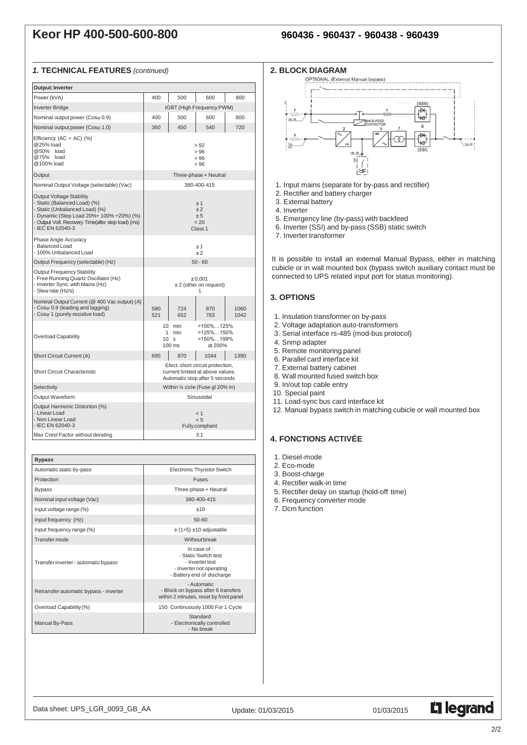# Keor HP 400-500-600-800

**960436 - 960437 - 960438 - 960439**

## *1.* TECHNICAL FEATURES *(continued)*

| **Output: Inverter** | | | | |
|---|---|---|---|---|
| Power (kVA) | 400 | 500 | 600 | 800 |
| Inverter Bridge | IGBT (High Frequency PWM) | | | |
| Nominal output power (Cosφ 0.9) | 400 | 500 | 600 | 800 |
| Nominal output power (Cosφ 1.0) | 360 | 450 | 540 | 720 |
| Efficiency (AC ÷ AC) (%)<br>@25% load<br>@50% load<br>@75% load<br>@100% load | > 92<br>> 96<br>> 96<br>> 96 | | | |
| Output | Three-phase + Neutral | | | |
| Nominal Output Voltage (selectable) (Vac) | 380-400-415 | | | |
| Output Voltage Stability<br>- Static (Balanced Load) (%)<br>- Static (Unbalanced Load) (%)<br>- Dynamic (Step Load 20%÷ 100% ÷20%) (%)<br>- Output Volt. Recovery Time(after step load) (ms)<br>- IEC EN 62040-3 | ± 1<br>± 2<br>± 5<br>< 20<br>Class 1 | | | |
| Phase Angle Accuracy<br>- Balanced Load<br>- 100% Unbalanced Load | ± 1<br>± 2 | | | |
| Output Frequency (selectable) (Hz) | 50 - 60 | | | |
| Output Frequency Stability<br>- Free Running Quartz Oscillator (Hz)<br>- Inverter Sync. with Mains (Hz)<br>- Slew rate (Hz/s) | ± 0,001<br>± 2 (other on request)<br>1 | | | |
| Nominal Output Current (@ 400 Vac output) (A)<br>- Cosφ 0.9 (leading and lagging)<br>- Cosφ 1 (purely resistive load) | 580<br>521 | 724<br>652 | 870<br>783 | 1060<br>1042 |
| Overload Capability | 10 min >100%…125%<br>1 min >125%…150%<br>10 s >150%…199%<br>100 ms at 200% | | | |
| Short Circuit Current (A) | 695 | 870 | 1044 | 1390 |
| Short Circuit Characteristic | Elect. short circuit protection, current limited at above values. Automatic stop after 5 seconds | | | |
| Selectivity | Within ½ cicle (Fuse gl 20% In) | | | |
| Output Waveform | Sinusoidal | | | |
| Output Harmonic Distortion (%)<br>- Linear Load<br>- Non Linear Load<br>- IEC EN 62040-3 | < 1<br>< 5<br>Fully compliant | | | |
| Max Crest Factor without derating | 3:1 | | | |

| **Bypass** | |
|---|---|
| Automatic static by-pass | Electronic Thyristor Switch |
| Protection | Fuses |
| Bypass | Three-phase + Neutral |
| Nominal input voltage (Vac) | 380-400-415 |
| Input voltage range (%) | ±10 |
| Input frequency (Hz) | 50-60 |
| Input frequency range (%) | ± (1÷5) ±10 adjustable |
| Transfer mode | Without break |
| Transfer inverter - automatic bypass | In case of :<br>- Static Switch test<br>- Inverter test<br>- Inverter not operating<br>- Battery end of discharge |
| Retransfer automatic bypass - inverter | - Automatic<br>- Block on bypass after 6 transfers within 2 minutes, reset by front panel |
| Overload Capability (%) | 150 Continuously 1000 For 1 Cycle |
| Manual By-Pass | Standard:<br>- Electronically controlled<br>- No break |

## 2. BLOCK DIAGRAM

OPTIONAL (External Manual bypass)

1. Input mains (separate for by-pass and rectifier)
2. Rectifier and battery charger
3. External battery
4. Inverter
5. Emergency line (by-pass) with backfeed
6. Inverter (SSI) and by-pass (SSB) static switch
7. Inverter transformer

It is possible to install an external Manual Bypass, either in matching cubicle or in wall mounted box (bypass switch auxiliary contact must be connected to UPS related input port for status monitoring).

## 3. OPTIONS

1. Insulation transformer on by-pass
2. Voltage adaptation auto-transformers
3. Serial interface rs-485 (mod-bus protocol)
4. Snmp adapter
5. Remote monitoring panel
6. Parallel card interface kit
7. External battery cabinet
8. Wall mounted fused switch box
9. In/out top cable entry
10. Special paint
11. Load-sync bus card interface kit
12. Manual bypass switch in matching cubicle or wall mounted box

## 4. FONCTIONS ACTIVÉE

1. Diesel-mode
2. Eco-mode
3. Boost-charge
4. Rectifier walk-in time
5. Rectifier delay on startup (hold-off time)
6. Frequency converter mode
7. Dcm function

Data sheet: UPS_LGR_0093_GB_AA Update: 01/03/2015 01/03/2015